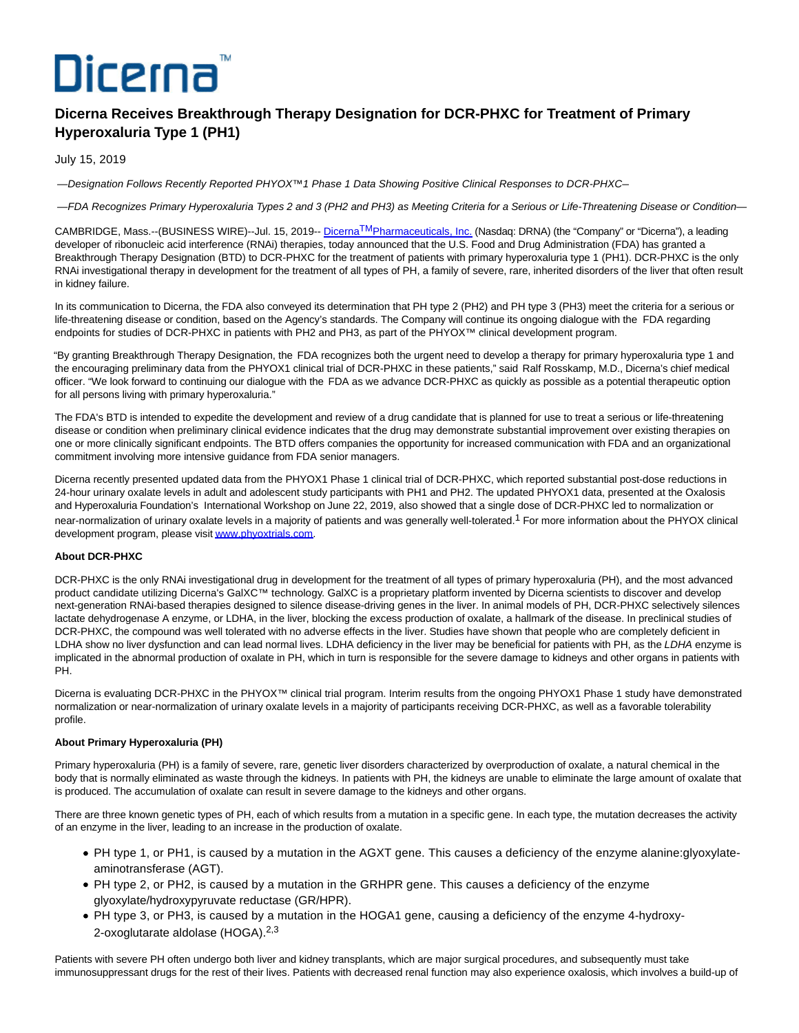Dicerna™

# Dicerna Receives Breakthrough Therapy Designation for DCR-PHXC for Treatment of Primary Hyperoxaluria Type 1 (PH1)

July 15, 2019

*—Designation Follows Recently Reported PHYOX™1 Phase 1 Data Showing Positive Clinical Responses to DCR-PHXC–*

*—FDA Recognizes Primary Hyperoxaluria Types 2 and 3 (PH2 and PH3) as Meeting Criteria for a Serious or Life-Threatening Disease or Condition—*

CAMBRIDGE, Mass.--(BUSINESS WIRE)--Jul. 15, 2019-- Dicerna™ Pharmaceuticals, Inc. (Nasdaq: DRNA) (the "Company" or "Dicerna"), a leading developer of ribonucleic acid interference (RNAi) therapies, today announced that the U.S. Food and Drug Administration (FDA) has granted a Breakthrough Therapy Designation (BTD) to DCR-PHXC for the treatment of patients with primary hyperoxaluria type 1 (PH1). DCR-PHXC is the only RNAi investigational therapy in development for the treatment of all types of PH, a family of severe, rare, inherited disorders of the liver that often result in kidney failure.

In its communication to Dicerna, the FDA also conveyed its determination that PH type 2 (PH2) and PH type 3 (PH3) meet the criteria for a serious or life-threatening disease or condition, based on the Agency's standards. The Company will continue its ongoing dialogue with the FDA regarding endpoints for studies of DCR-PHXC in patients with PH2 and PH3, as part of the PHYOX™ clinical development program.

"By granting Breakthrough Therapy Designation, the FDA recognizes both the urgent need to develop a therapy for primary hyperoxaluria type 1 and the encouraging preliminary data from the PHYOX1 clinical trial of DCR-PHXC in these patients," said Ralf Rosskamp, M.D., Dicerna's chief medical officer. "We look forward to continuing our dialogue with the FDA as we advance DCR-PHXC as quickly as possible as a potential therapeutic option for all persons living with primary hyperoxaluria."

The FDA's BTD is intended to expedite the development and review of a drug candidate that is planned for use to treat a serious or life-threatening disease or condition when preliminary clinical evidence indicates that the drug may demonstrate substantial improvement over existing therapies on one or more clinically significant endpoints. The BTD offers companies the opportunity for increased communication with FDA and an organizational commitment involving more intensive guidance from FDA senior managers.

Dicerna recently presented updated data from the PHYOX1 Phase 1 clinical trial of DCR-PHXC, which reported substantial post-dose reductions in 24-hour urinary oxalate levels in adult and adolescent study participants with PH1 and PH2. The updated PHYOX1 data, presented at the Oxalosis and Hyperoxaluria Foundation's International Workshop on June 22, 2019, also showed that a single dose of DCR-PHXC led to normalization or near-normalization of urinary oxalate levels in a majority of patients and was generally well-tolerated.[1] For more information about the PHYOX clinical development program, please visit www.phyoxtrials.com.

**About DCR-PHXC**

DCR-PHXC is the only RNAi investigational drug in development for the treatment of all types of primary hyperoxaluria (PH), and the most advanced product candidate utilizing Dicerna's GalXC™ technology. GalXC is a proprietary platform invented by Dicerna scientists to discover and develop next-generation RNAi-based therapies designed to silence disease-driving genes in the liver. In animal models of PH, DCR-PHXC selectively silences lactate dehydrogenase A enzyme, or LDHA, in the liver, blocking the excess production of oxalate, a hallmark of the disease. In preclinical studies of DCR-PHXC, the compound was well tolerated with no adverse effects in the liver. Studies have shown that people who are completely deficient in LDHA show no liver dysfunction and can lead normal lives. LDHA deficiency in the liver may be beneficial for patients with PH, as the *LDHA* enzyme is implicated in the abnormal production of oxalate in PH, which in turn is responsible for the severe damage to kidneys and other organs in patients with PH.

Dicerna is evaluating DCR-PHXC in the PHYOX™ clinical trial program. Interim results from the ongoing PHYOX1 Phase 1 study have demonstrated normalization or near-normalization of urinary oxalate levels in a majority of participants receiving DCR-PHXC, as well as a favorable tolerability profile.

**About Primary Hyperoxaluria (PH)**

Primary hyperoxaluria (PH) is a family of severe, rare, genetic liver disorders characterized by overproduction of oxalate, a natural chemical in the body that is normally eliminated as waste through the kidneys. In patients with PH, the kidneys are unable to eliminate the large amount of oxalate that is produced. The accumulation of oxalate can result in severe damage to the kidneys and other organs.

There are three known genetic types of PH, each of which results from a mutation in a specific gene. In each type, the mutation decreases the activity of an enzyme in the liver, leading to an increase in the production of oxalate.

- PH type 1, or PH1, is caused by a mutation in the AGXT gene. This causes a deficiency of the enzyme alanine:glyoxylate-aminotransferase (AGT).
- PH type 2, or PH2, is caused by a mutation in the GRHPR gene. This causes a deficiency of the enzyme glyoxylate/hydroxypyruvate reductase (GR/HPR).
- PH type 3, or PH3, is caused by a mutation in the HOGA1 gene, causing a deficiency of the enzyme 4-hydroxy-2-oxoglutarate aldolase (HOGA).[2,3]

Patients with severe PH often undergo both liver and kidney transplants, which are major surgical procedures, and subsequently must take immunosuppressant drugs for the rest of their lives. Patients with decreased renal function may also experience oxalosis, which involves a build-up of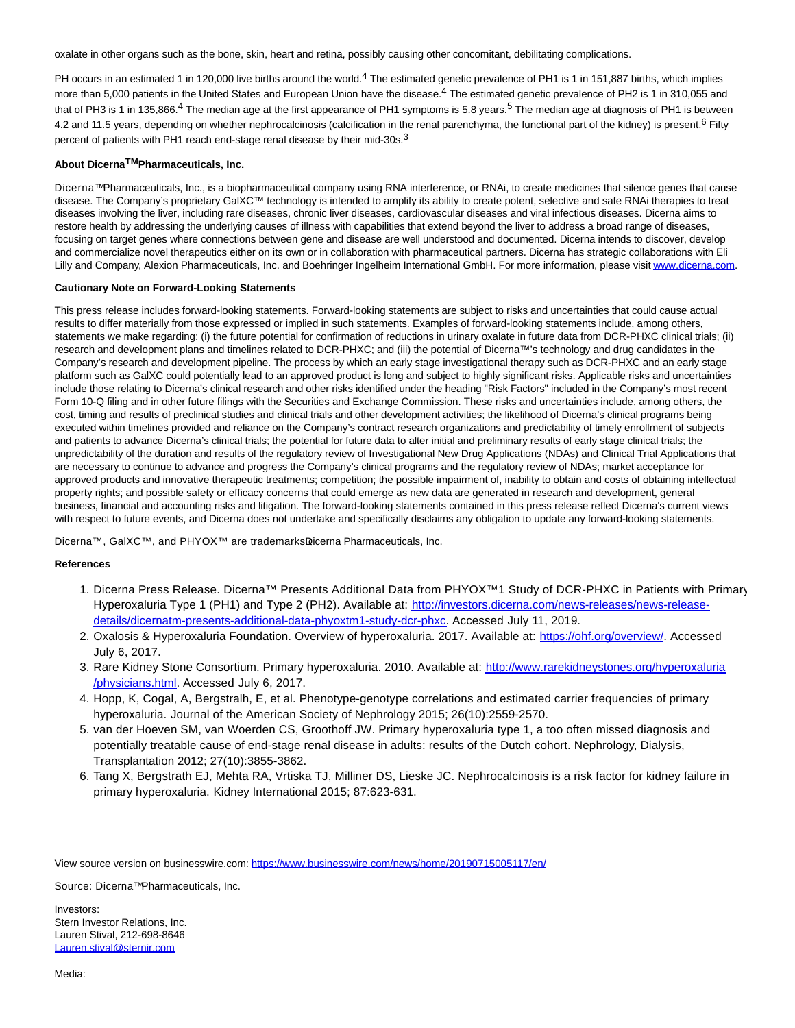oxalate in other organs such as the bone, skin, heart and retina, possibly causing other concomitant, debilitating complications.

PH occurs in an estimated 1 in 120,000 live births around the world.[4] The estimated genetic prevalence of PH1 is 1 in 151,887 births, which implies more than 5,000 patients in the United States and European Union have the disease.[4] The estimated genetic prevalence of PH2 is 1 in 310,055 and that of PH3 is 1 in 135,866.[4] The median age at the first appearance of PH1 symptoms is 5.8 years.[5] The median age at diagnosis of PH1 is between 4.2 and 11.5 years, depending on whether nephrocalcinosis (calcification in the renal parenchyma, the functional part of the kidney) is present.[6] Fifty percent of patients with PH1 reach end-stage renal disease by their mid-30s.[3]

**About Dicerna™ Pharmaceuticals, Inc.**

Dicerna™ Pharmaceuticals, Inc., is a biopharmaceutical company using RNA interference, or RNAi, to create medicines that silence genes that cause disease. The Company's proprietary GalXC™ technology is intended to amplify its ability to create potent, selective and safe RNAi therapies to treat diseases involving the liver, including rare diseases, chronic liver diseases, cardiovascular diseases and viral infectious diseases. Dicerna aims to restore health by addressing the underlying causes of illness with capabilities that extend beyond the liver to address a broad range of diseases, focusing on target genes where connections between gene and disease are well understood and documented. Dicerna intends to discover, develop and commercialize novel therapeutics either on its own or in collaboration with pharmaceutical partners. Dicerna has strategic collaborations with Eli Lilly and Company, Alexion Pharmaceuticals, Inc. and Boehringer Ingelheim International GmbH. For more information, please visit www.dicerna.com.

**Cautionary Note on Forward-Looking Statements**

This press release includes forward-looking statements. Forward-looking statements are subject to risks and uncertainties that could cause actual results to differ materially from those expressed or implied in such statements. Examples of forward-looking statements include, among others, statements we make regarding: (i) the future potential for confirmation of reductions in urinary oxalate in future data from DCR-PHXC clinical trials; (ii) research and development plans and timelines related to DCR-PHXC; and (iii) the potential of Dicerna™'s technology and drug candidates in the Company's research and development pipeline. The process by which an early stage investigational therapy such as DCR-PHXC and an early stage platform such as GalXC could potentially lead to an approved product is long and subject to highly significant risks. Applicable risks and uncertainties include those relating to Dicerna's clinical research and other risks identified under the heading "Risk Factors" included in the Company's most recent Form 10-Q filing and in other future filings with the Securities and Exchange Commission. These risks and uncertainties include, among others, the cost, timing and results of preclinical studies and clinical trials and other development activities; the likelihood of Dicerna's clinical programs being executed within timelines provided and reliance on the Company's contract research organizations and predictability of timely enrollment of subjects and patients to advance Dicerna's clinical trials; the potential for future data to alter initial and preliminary results of early stage clinical trials; the unpredictability of the duration and results of the regulatory review of Investigational New Drug Applications (NDAs) and Clinical Trial Applications that are necessary to continue to advance and progress the Company's clinical programs and the regulatory review of NDAs; market acceptance for approved products and innovative therapeutic treatments; competition; the possible impairment of, inability to obtain and costs of obtaining intellectual property rights; and possible safety or efficacy concerns that could emerge as new data are generated in research and development, general business, financial and accounting risks and litigation. The forward-looking statements contained in this press release reflect Dicerna's current views with respect to future events, and Dicerna does not undertake and specifically disclaims any obligation to update any forward-looking statements.

Dicerna™, GalXC™, and PHYOX™ are trademarks Dicerna Pharmaceuticals, Inc.

**References**

1. Dicerna Press Release. Dicerna™ Presents Additional Data from PHYOX™1 Study of DCR-PHXC in Patients with Primary Hyperoxaluria Type 1 (PH1) and Type 2 (PH2). Available at: http://investors.dicerna.com/news-releases/news-release-details/dicernatm-presents-additional-data-phyoxtm1-study-dcr-phxc. Accessed July 11, 2019.
2. Oxalosis & Hyperoxaluria Foundation. Overview of hyperoxaluria. 2017. Available at: https://ohf.org/overview/. Accessed July 6, 2017.
3. Rare Kidney Stone Consortium. Primary hyperoxaluria. 2010. Available at: http://www.rarekidneystones.org/hyperoxaluria/physicians.html. Accessed July 6, 2017.
4. Hopp, K, Cogal, A, Bergstralh, E, et al. Phenotype-genotype correlations and estimated carrier frequencies of primary hyperoxaluria. Journal of the American Society of Nephrology 2015; 26(10):2559-2570.
5. van der Hoeven SM, van Woerden CS, Groothoff JW. Primary hyperoxaluria type 1, a too often missed diagnosis and potentially treatable cause of end-stage renal disease in adults: results of the Dutch cohort. Nephrology, Dialysis, Transplantation 2012; 27(10):3855-3862.
6. Tang X, Bergstrath EJ, Mehta RA, Vrtiska TJ, Milliner DS, Lieske JC. Nephrocalcinosis is a risk factor for kidney failure in primary hyperoxaluria. Kidney International 2015; 87:623-631.

View source version on businesswire.com: https://www.businesswire.com/news/home/20190715005117/en/

Source: Dicerna™ Pharmaceuticals, Inc.

Investors:
Stern Investor Relations, Inc.
Lauren Stival, 212-698-8646
Lauren.stival@sternir.com

Media: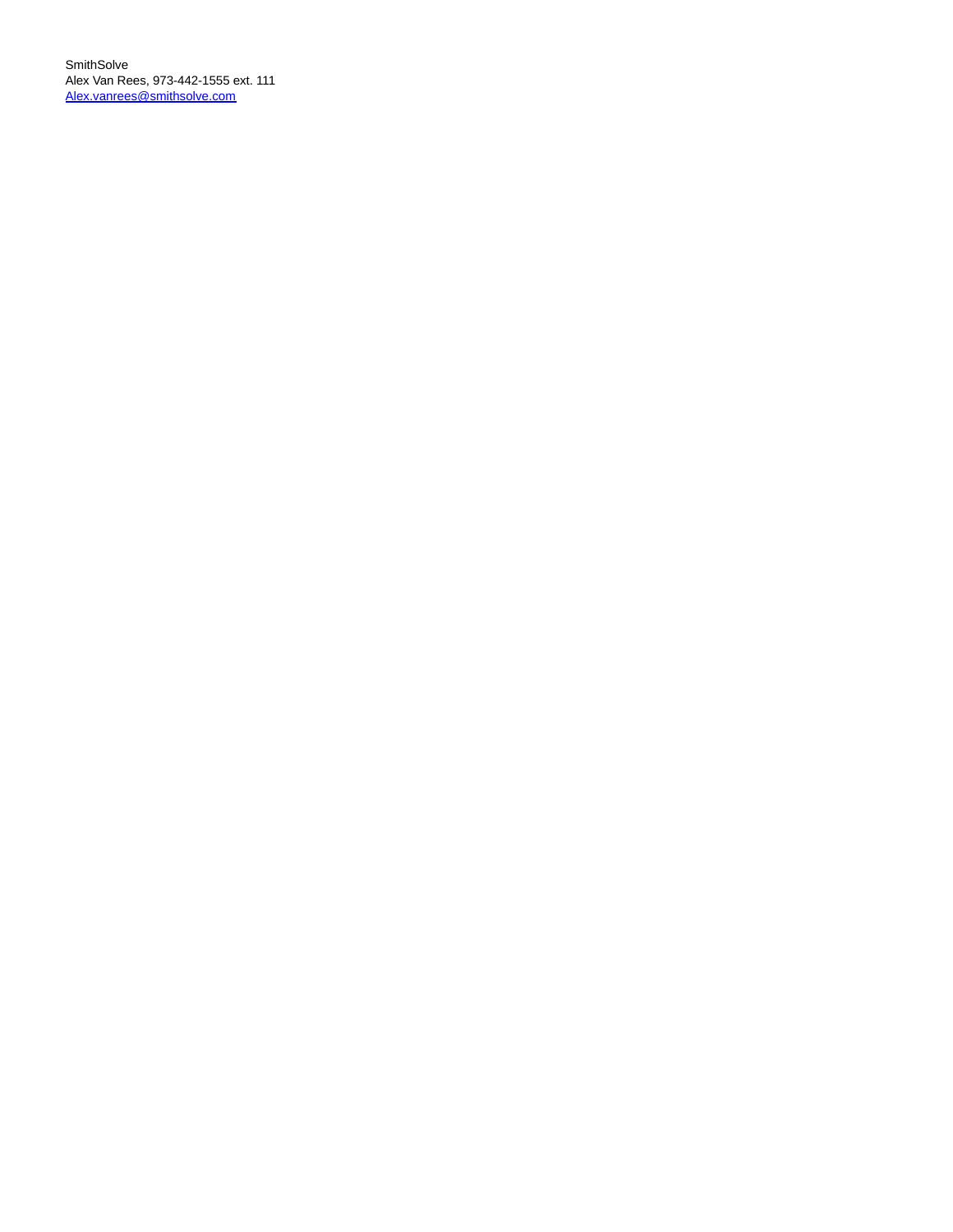SmithSolve
Alex Van Rees, 973-442-1555 ext. 111
[Alex.vanrees@smithsolve.com](mailto:Alex.vanrees@smithsolve.com)